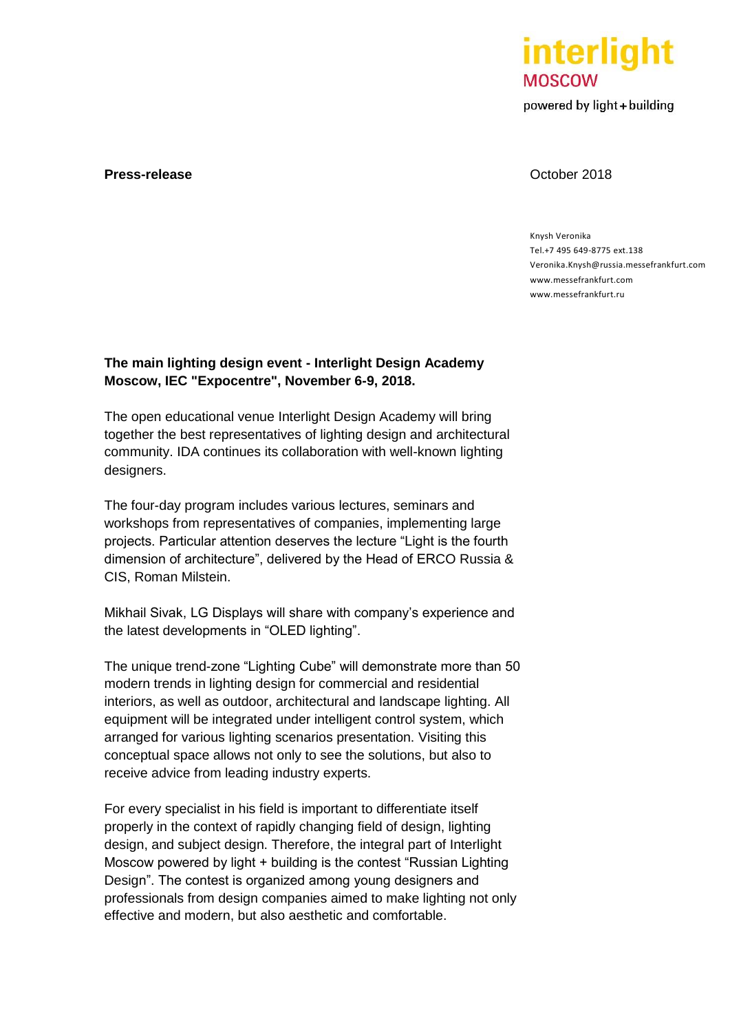interlight
MOSCOW
powered by light + building

**Press-release**

October 2018

Knysh Veronika
Tel.+7 495 649-8775 ext.138
Veronika.Knysh@russia.messefrankfurt.com
www.messefrankfurt.com
www.messefrankfurt.ru

**The main lighting design event - Interlight Design Academy Moscow, IEC "Expocentre", November 6-9, 2018.**

The open educational venue Interlight Design Academy will bring together the best representatives of lighting design and architectural community. IDA continues its collaboration with well-known lighting designers.

The four-day program includes various lectures, seminars and workshops from representatives of companies, implementing large projects. Particular attention deserves the lecture "Light is the fourth dimension of architecture", delivered by the Head of ERCO Russia & CIS, Roman Milstein.

Mikhail Sivak, LG Displays will share with company's experience and the latest developments in "OLED lighting".

The unique trend-zone "Lighting Cube" will demonstrate more than 50 modern trends in lighting design for commercial and residential interiors, as well as outdoor, architectural and landscape lighting. All equipment will be integrated under intelligent control system, which arranged for various lighting scenarios presentation. Visiting this conceptual space allows not only to see the solutions, but also to receive advice from leading industry experts.

For every specialist in his field is important to differentiate itself properly in the context of rapidly changing field of design, lighting design, and subject design. Therefore, the integral part of Interlight Moscow powered by light + building is the contest "Russian Lighting Design". The contest is organized among young designers and professionals from design companies aimed to make lighting not only effective and modern, but also aesthetic and comfortable.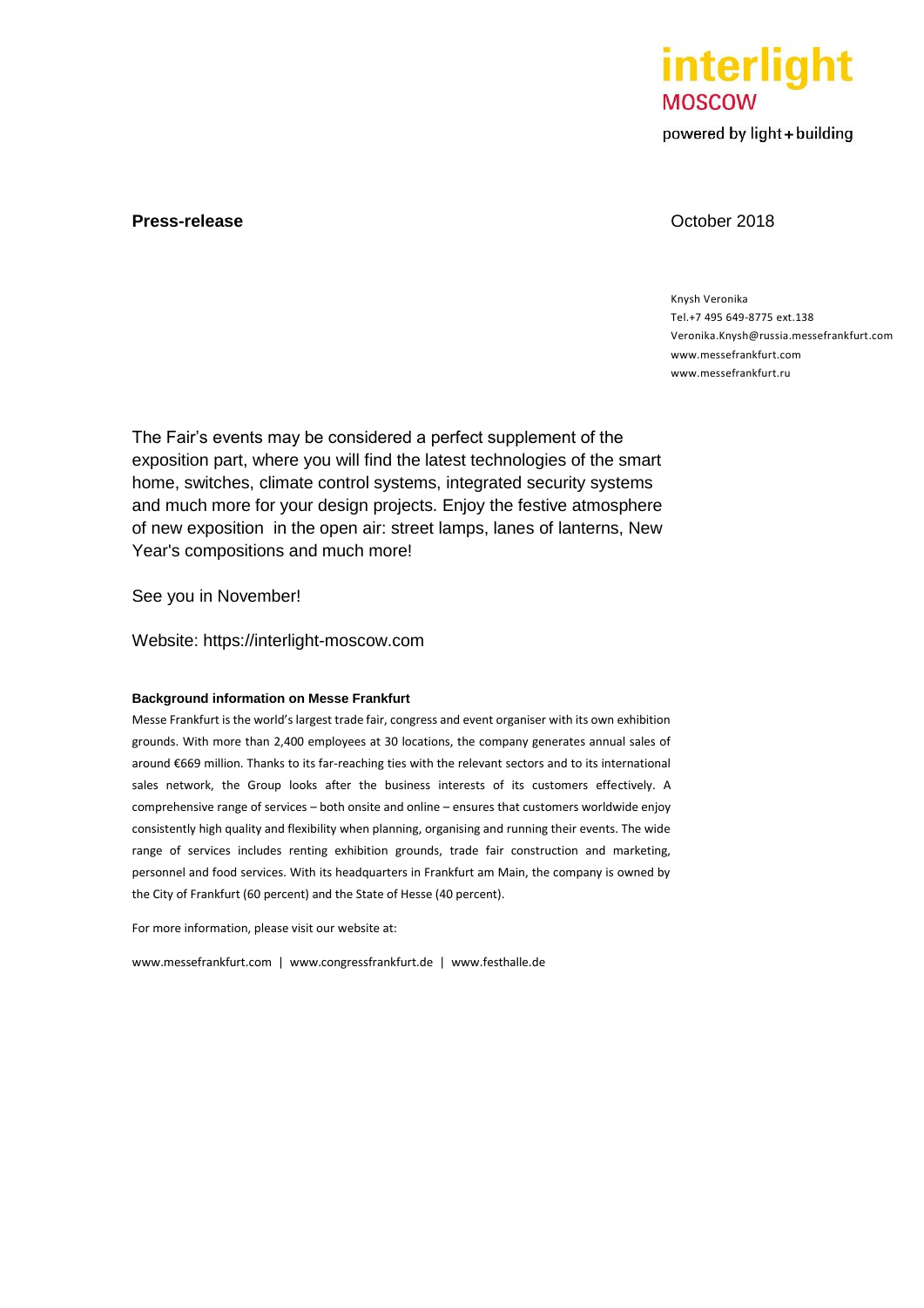**Press-release**

October 2018

Knysh Veronika
Tel.+7 495 649-8775 ext.138
Veronika.Knysh@russia.messefrankfurt.com
www.messefrankfurt.com
www.messefrankfurt.ru

The Fair's events may be considered a perfect supplement of the exposition part, where you will find the latest technologies of the smart home, switches, climate control systems, integrated security systems and much more for your design projects. Enjoy the festive atmosphere of new exposition in the open air: street lamps, lanes of lanterns, New Year's compositions and much more!

See you in November!

Website: https://interlight-moscow.com

**Background information on Messe Frankfurt**

Messe Frankfurt is the world's largest trade fair, congress and event organiser with its own exhibition grounds. With more than 2,400 employees at 30 locations, the company generates annual sales of around €669 million. Thanks to its far-reaching ties with the relevant sectors and to its international sales network, the Group looks after the business interests of its customers effectively. A comprehensive range of services – both onsite and online – ensures that customers worldwide enjoy consistently high quality and flexibility when planning, organising and running their events. The wide range of services includes renting exhibition grounds, trade fair construction and marketing, personnel and food services. With its headquarters in Frankfurt am Main, the company is owned by the City of Frankfurt (60 percent) and the State of Hesse (40 percent).

For more information, please visit our website at:

www.messefrankfurt.com | www.congressfrankfurt.de | www.festhalle.de